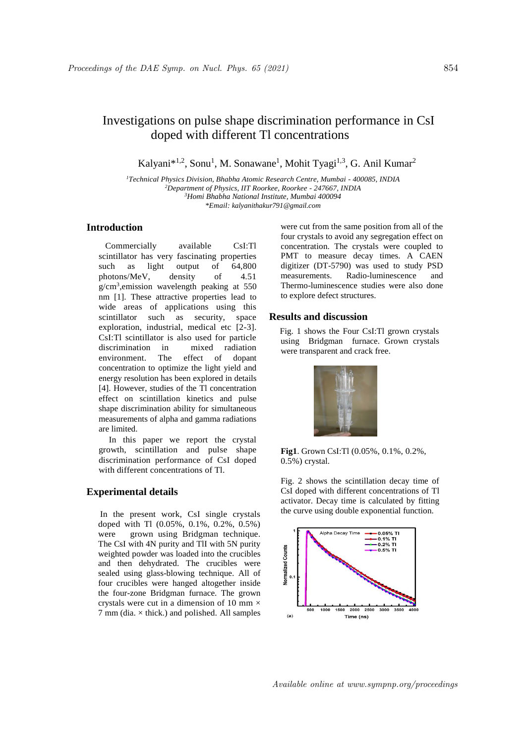# Investigations on pulse shape discrimination performance in CsI doped with different Tl concentrations

Kalyani*[1,2], Sonu[1], M. Sonawane[1], Mohit Tyagi[1,3], G. Anil Kumar[2]

[1]*Technical Physics Division, Bhabha Atomic Research Centre, Mumbai - 400085, INDIA*
[2]*Department of Physics, IIT Roorkee, Roorkee - 247667, INDIA*
[3]*Homi Bhabha National Institute, Mumbai 400094*
*\*Email: kalyanithakur791@gmail.com*

## Introduction

Commercially available CsI:Tl scintillator has very fascinating properties such as light output of 64,800 photons/MeV, density of 4.51 $g/cm^3$, emission wavelength peaking at 550 nm [1]. These attractive properties lead to wide areas of applications using this scintillator such as security, space exploration, industrial, medical etc [2-3]. CsI:Tl scintillator is also used for particle discrimination in mixed radiation environment. The effect of dopant concentration to optimize the light yield and energy resolution has been explored in details [4]. However, studies of the Tl concentration effect on scintillation kinetics and pulse shape discrimination ability for simultaneous measurements of alpha and gamma radiations are limited.

In this paper we report the crystal growth, scintillation and pulse shape discrimination performance of CsI doped with different concentrations of Tl.

## Experimental details

In the present work, CsI single crystals doped with Tl (0.05%, 0.1%, 0.2%, 0.5%) were grown using Bridgman technique. The CsI with 4N purity and TlI with 5N purity weighted powder was loaded into the crucibles and then dehydrated. The crucibles were sealed using glass-blowing technique. All of four crucibles were hanged altogether inside the four-zone Bridgman furnace. The grown crystals were cut in a dimension of 10 mm × 7 mm (dia. × thick.) and polished. All samples were cut from the same position from all of the four crystals to avoid any segregation effect on concentration. The crystals were coupled to PMT to measure decay times. A CAEN digitizer (DT-5790) was used to study PSD measurements. Radio-luminescence and Thermo-luminescence studies were also done to explore defect structures.

## Results and discussion

Fig. 1 shows the Four CsI:Tl grown crystals using Bridgman furnace. Grown crystals were transparent and crack free.

**Fig1**. Grown CsI:Tl (0.05%, 0.1%, 0.2%, 0.5%) crystal.

Fig. 2 shows the scintillation decay time of CsI doped with different concentrations of Tl activator. Decay time is calculated by fitting the curve using double exponential function.

(a)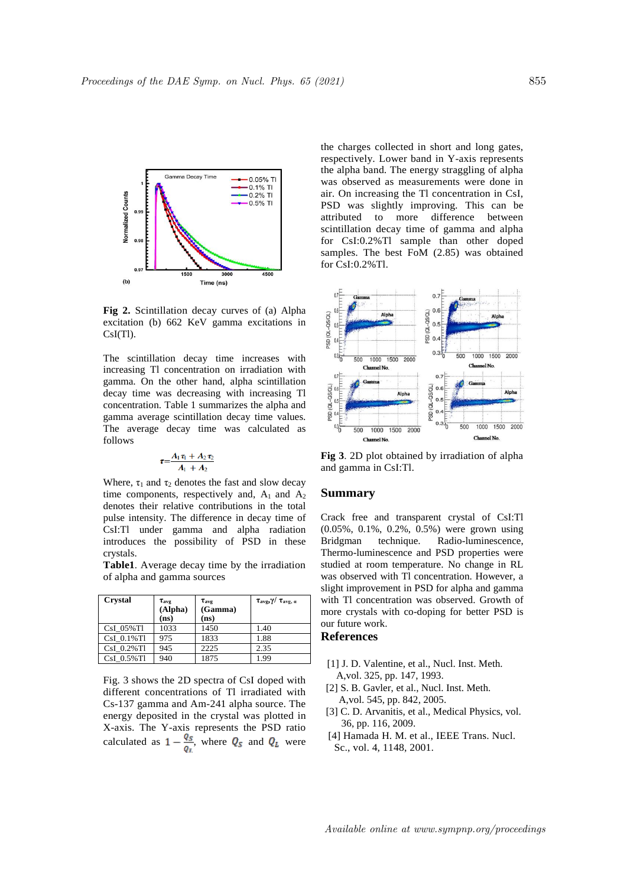Gamma Decay Time

0.05% Tl
0.1% Tl
0.2% Tl
0.5% Tl

Normalized Counts

1
0.99
0.98
0.97

1500
3000
4500

(b)

Time (ns)

**Fig 2.** Scintillation decay curves of (a) Alpha excitation (b) 662 KeV gamma excitations in CsI(Tl).

The scintillation decay time increases with increasing Tl concentration on irradiation with gamma. On the other hand, alpha scintillation decay time was decreasing with increasing Tl concentration. Table 1 summarizes the alpha and gamma average scintillation decay time values. The average decay time was calculated as follows

$$\tau = \frac{A_1 \tau_1 + A_2 \tau_2}{A_1 + A_2}$$

Where, $\tau_1$ and $\tau_2$ denotes the fast and slow decay time components, respectively and, $A_1$ and $A_2$ denotes their relative contributions in the total pulse intensity. The difference in decay time of CsI:Tl under gamma and alpha radiation introduces the possibility of PSD in these crystals.

**Table1**. Average decay time by the irradiation of alpha and gamma sources

| Crystal | $\tau_{avg}$ (Alpha) (ns) | $\tau_{avg}$ (Gamma) (ns) | $\tau_{avg,\gamma}/\ \tau_{avg,\alpha}$ |
|---|---|---|---|
| CsI_05%Tl | 1033 | 1450 | 1.40 |
| CsI_0.1%Tl | 975 | 1833 | 1.88 |
| CsI_0.2%Tl | 945 | 2225 | 2.35 |
| CsI_0.5%Tl | 940 | 1875 | 1.99 |

Fig. 3 shows the 2D spectra of CsI doped with different concentrations of Tl irradiated with Cs-137 gamma and Am-241 alpha source. The energy deposited in the crystal was plotted in X-axis. The Y-axis represents the PSD ratio calculated as $1 - \frac{Q_S}{Q_L}$, where $Q_S$ and $Q_L$ were the charges collected in short and long gates, respectively. Lower band in Y-axis represents the alpha band. The energy straggling of alpha was observed as measurements were done in air. On increasing the Tl concentration in CsI, PSD was slightly improving. This can be attributed to more difference between scintillation decay time of gamma and alpha for CsI:0.2%Tl sample than other doped samples. The best FoM (2.85) was obtained for CsI:0.2%Tl.

Gamma
Alpha
PSD (QL-QS/QL)
Channel No.
0.3 0.4 0.5 0.6 0.7
0 500 1000 1500 2000

**Fig 3**. 2D plot obtained by irradiation of alpha and gamma in CsI:Tl.

## Summary

Crack free and transparent crystal of CsI:Tl (0.05%, 0.1%, 0.2%, 0.5%) were grown using Bridgman technique. Radio-luminescence, Thermo-luminescence and PSD properties were studied at room temperature. No change in RL was observed with Tl concentration. However, a slight improvement in PSD for alpha and gamma with Tl concentration was observed. Growth of more crystals with co-doping for better PSD is our future work.

## References

[1] J. D. Valentine, et al., Nucl. Inst. Meth. A,vol. 325, pp. 147, 1993.
[2] S. B. Gavler, et al., Nucl. Inst. Meth. A,vol. 545, pp. 842, 2005.
[3] C. D. Arvanitis, et al., Medical Physics, vol. 36, pp. 116, 2009.
[4] Hamada H. M. et al., IEEE Trans. Nucl. Sc., vol. 4, 1148, 2001.